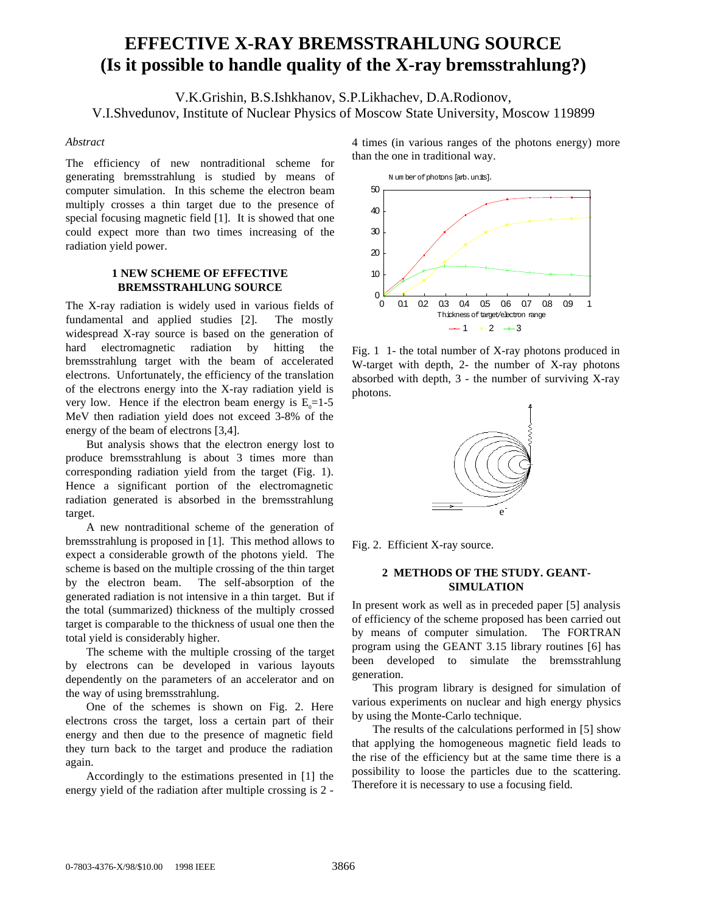# EFFECTIVE X-RAY BREMSSTRAHLUNG SOURCE (Is it possible to handle quality of the X-ray bremsstrahlung?)

V.K.Grishin, B.S.Ishkhanov, S.P.Likhachev, D.A.Rodionov, V.I.Shvedunov, Institute of Nuclear Physics of Moscow State University, Moscow 119899

*Abstract*

The efficiency of new nontraditional scheme for generating bremsstrahlung is studied by means of computer simulation. In this scheme the electron beam multiply crosses a thin target due to the presence of special focusing magnetic field [1]. It is showed that one could expect more than two times increasing of the radiation yield power.

## 1 NEW SCHEME OF EFFECTIVE BREMSSTRAHLUNG SOURCE

The X-ray radiation is widely used in various fields of fundamental and applied studies [2]. The mostly widespread X-ray source is based on the generation of hard electromagnetic radiation by hitting the bremsstrahlung target with the beam of accelerated electrons. Unfortunately, the efficiency of the translation of the electrons energy into the X-ray radiation yield is very low. Hence if the electron beam energy is $E_0$=1-5 MeV then radiation yield does not exceed 3-8% of the energy of the beam of electrons [3,4].

But analysis shows that the electron energy lost to produce bremsstrahlung is about 3 times more than corresponding radiation yield from the target (Fig. 1). Hence a significant portion of the electromagnetic radiation generated is absorbed in the bremsstrahlung target.

A new nontraditional scheme of the generation of bremsstrahlung is proposed in [1]. This method allows to expect a considerable growth of the photons yield. The scheme is based on the multiple crossing of the thin target by the electron beam. The self-absorption of the generated radiation is not intensive in a thin target. But if the total (summarized) thickness of the multiply crossed target is comparable to the thickness of usual one then the total yield is considerably higher.

The scheme with the multiple crossing of the target by electrons can be developed in various layouts dependently on the parameters of an accelerator and on the way of using bremsstrahlung.

One of the schemes is shown on Fig. 2. Here electrons cross the target, loss a certain part of their energy and then due to the presence of magnetic field they turn back to the target and produce the radiation again.

Accordingly to the estimations presented in [1] the energy yield of the radiation after multiple crossing is 2 - 4 times (in various ranges of the photons energy) more than the one in traditional way.

Fig. 1 1- the total number of X-ray photons produced in W-target with depth, 2- the number of X-ray photons absorbed with depth, 3 - the number of surviving X-ray photons.

Fig. 2. Efficient X-ray source.

## 2 METHODS OF THE STUDY. GEANT-SIMULATION

In present work as well as in preceded paper [5] analysis of efficiency of the scheme proposed has been carried out by means of computer simulation. The FORTRAN program using the GEANT 3.15 library routines [6] has been developed to simulate the bremsstrahlung generation.

This program library is designed for simulation of various experiments on nuclear and high energy physics by using the Monte-Carlo technique.

The results of the calculations performed in [5] show that applying the homogeneous magnetic field leads to the rise of the efficiency but at the same time there is a possibility to loose the particles due to the scattering. Therefore it is necessary to use a focusing field.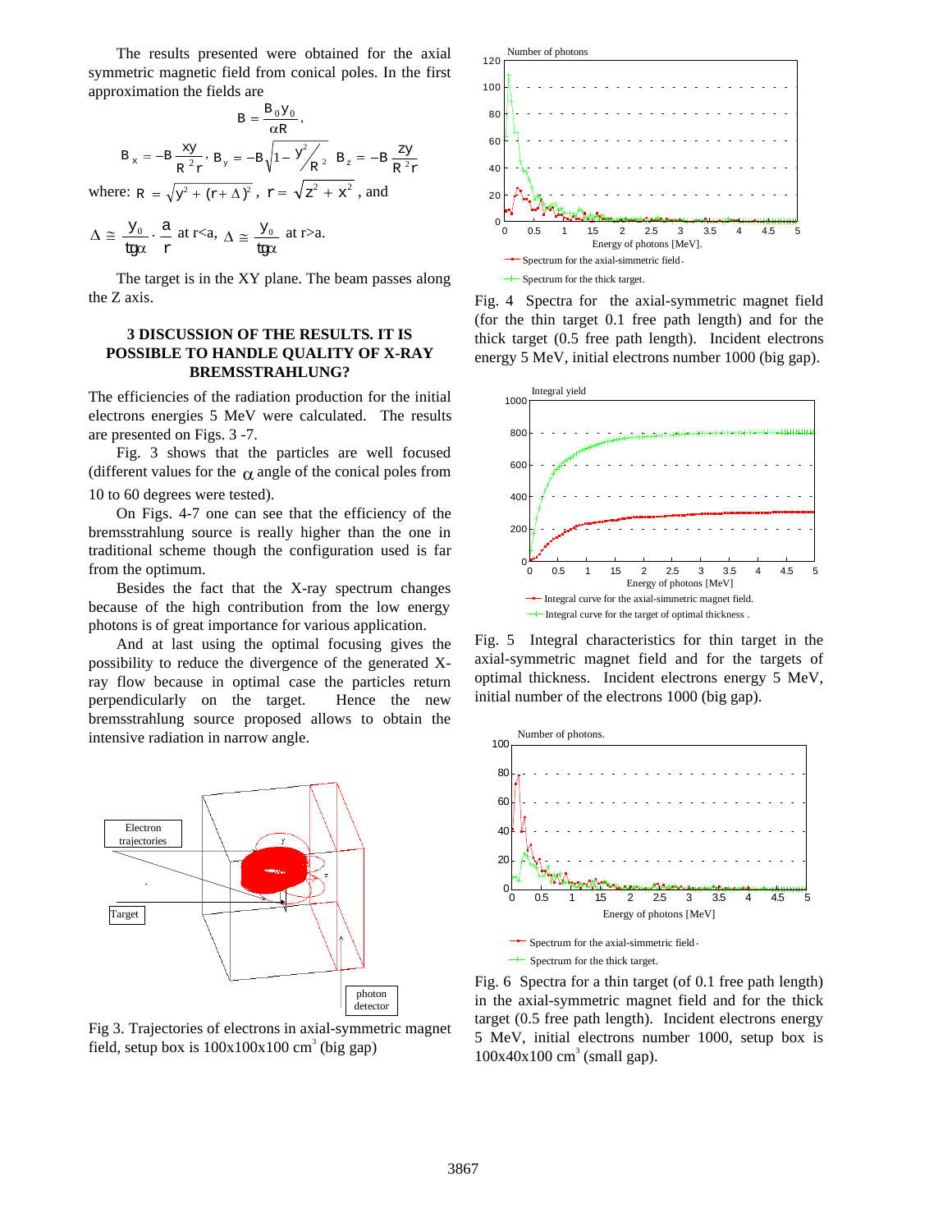The results presented were obtained for the axial symmetric magnetic field from conical poles. In the first approximation the fields are

$$B = \frac{B_0 y_0}{\alpha R},$$

$$B_x = -B\frac{xy}{R^2 r},\quad B_y = -B\sqrt{1-\frac{y^2}{R^2}},\quad B_z = -B\frac{zy}{R^2 r}$$

where: $R = \sqrt{y^2 + (r+\Delta)^2}$, $r = \sqrt{z^2 + x^2}$, and

$\Delta \cong \frac{y_0}{tg\alpha}\cdot\frac{a}{r}$ at r<a, $\Delta \cong \frac{y_0}{tg\alpha}$ at r>a.

The target is in the XY plane. The beam passes along the Z axis.

### 3 DISCUSSION OF THE RESULTS. IT IS POSSIBLE TO HANDLE QUALITY OF X-RAY BREMSSTRAHLUNG?

The efficiencies of the radiation production for the initial electrons energies 5 MeV were calculated. The results are presented on Figs. 3 -7.

Fig. 3 shows that the particles are well focused (different values for the $\alpha$ angle of the conical poles from 10 to 60 degrees were tested).

On Figs. 4-7 one can see that the efficiency of the bremsstrahlung source is really higher than the one in traditional scheme though the configuration used is far from the optimum.

Besides the fact that the X-ray spectrum changes because of the high contribution from the low energy photons is of great importance for various application.

And at last using the optimal focusing gives the possibility to reduce the divergence of the generated X-ray flow because in optimal case the particles return perpendicularly on the target. Hence the new bremsstrahlung source proposed allows to obtain the intensive radiation in narrow angle.

Fig 3. Trajectories of electrons in axial-symmetric magnet field, setup box is 100x100x100 cm$^3$ (big gap)

Fig. 4 Spectra for the axial-symmetric magnet field (for the thin target 0.1 free path length) and for the thick target (0.5 free path length). Incident electrons energy 5 MeV, initial electrons number 1000 (big gap).

Fig. 5 Integral characteristics for thin target in the axial-symmetric magnet field and for the targets of optimal thickness. Incident electrons energy 5 MeV, initial number of the electrons 1000 (big gap).

Fig. 6 Spectra for a thin target (of 0.1 free path length) in the axial-symmetric magnet field and for the thick target (0.5 free path length). Incident electrons energy 5 MeV, initial electrons number 1000, setup box is 100x40x100 cm$^3$ (small gap).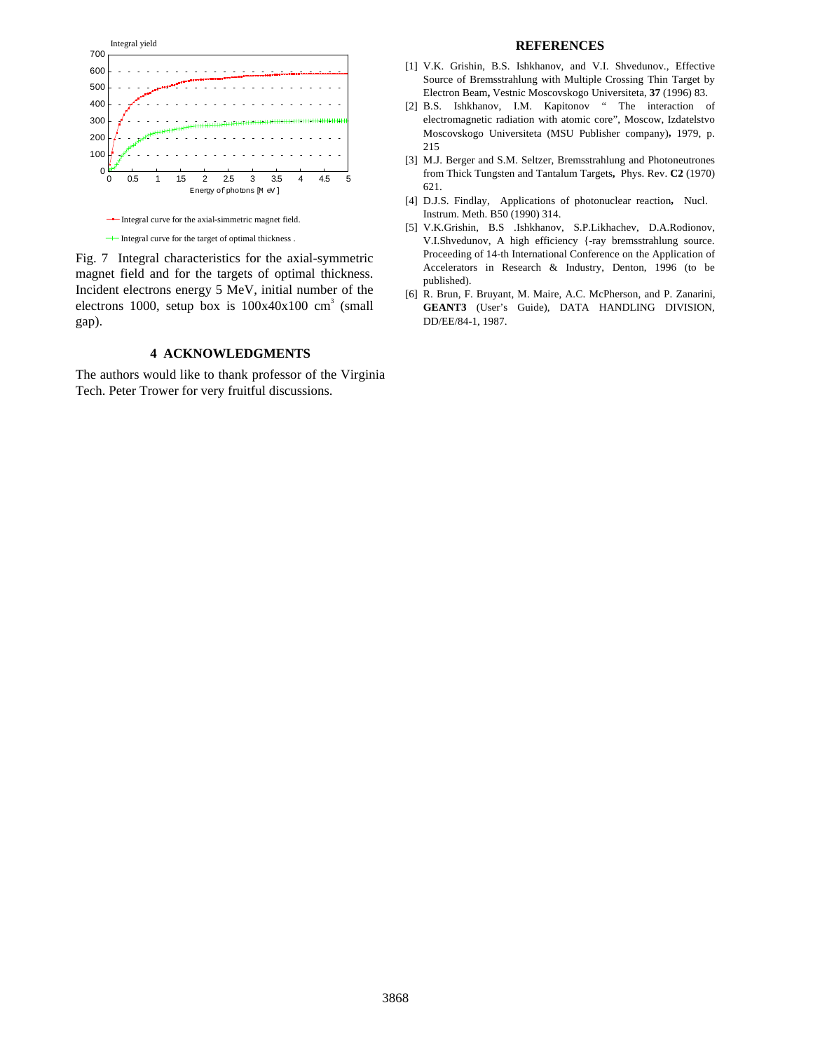Integral yield

700
600
500
400
300
200
100
0

0 0.5 1 1.5 2 2.5 3 3.5 4 4.5 5

Energy of photons [MeV]

Integral curve for the axial-simmetric magnet field.

Integral curve for the target of optimal thickness .

Fig. 7 Integral characteristics for the axial-symmetric magnet field and for the targets of optimal thickness. Incident electrons energy 5 MeV, initial number of the electrons 1000, setup box is 100x40x100 $cm^3$ (small gap).

## 4 ACKNOWLEDGMENTS

The authors would like to thank professor of the Virginia Tech. Peter Trower for very fruitful discussions.

## REFERENCES

[1] V.K. Grishin, B.S. Ishkhanov, and V.I. Shvedunov., Effective Source of Bremsstrahlung with Multiple Crossing Thin Target by Electron Beam**,** Vestnic Moscovskogo Universiteta, **37** (1996) 83.

[2] B.S. Ishkhanov, I.M. Kapitonov " The interaction of electromagnetic radiation with atomic core", Moscow, Izdatelstvo Moscovskogo Universiteta (MSU Publisher company)**,** 1979, p. 215

[3] M.J. Berger and S.M. Seltzer, Bremsstrahlung and Photoneutrones from Thick Tungsten and Tantalum Targets**,** Phys. Rev. **C2** (1970) 621.

[4] D.J.S. Findlay, Applications of photonuclear reaction**,** Nucl. Instrum. Meth. B50 (1990) 314.

[5] V.K.Grishin, B.S .Ishkhanov, S.P.Likhachev, D.A.Rodionov, V.I.Shvedunov, A high efficiency {-ray bremsstrahlung source. Proceeding of 14-th International Conference on the Application of Accelerators in Research & Industry, Denton, 1996 (to be published).

[6] R. Brun, F. Bruyant, M. Maire, A.C. McPherson, and P. Zanarini, **GEANT3** (User's Guide), DATA HANDLING DIVISION, DD/EE/84-1, 1987.